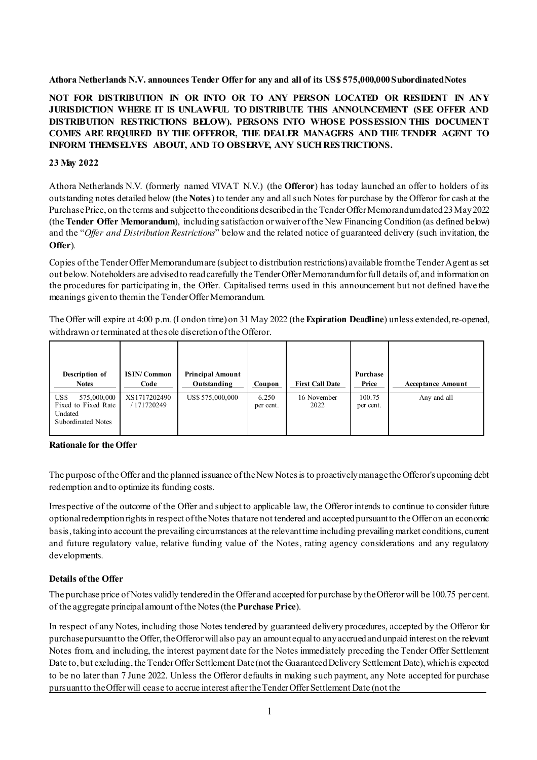**Athora Netherlands N.V. announces Tender Offer for any and all of its US$ 575,000,000 Subordinated Notes**

**NOT FOR DISTRIBUTION IN OR INTO OR TO ANY PERSON LOCATED OR RESIDENT IN ANY JURISDICTION WHERE IT IS UNLAWFUL TO DISTRIBUTE THIS ANNOUNCEMENT (SEE OFFER AND DISTRIBUTION RESTRICTIONS BELOW). PERSONS INTO WHOSE POSSESSION THIS DOCUMENT COMES ARE REQUIRED BY THE OFFEROR, THE DEALER MANAGERS AND THE TENDER AGENT TO INFORM THEMSELVES ABOUT, AND TO OBSERVE, ANY SUCH RESTRICTIONS.**

**23 May 2022**

Athora Netherlands N.V. (formerly named VIVAT N.V.) (the **Offeror**) has today launched an offer to holders of its outstanding notes detailed below (the **Notes**) to tender any and all such Notes for purchase by the Offeror for cash at the Purchase Price, on the terms and subject to the conditions described in the Tender Offer Memorandum dated 23 May 2022 (the **Tender Offer Memorandum**), including satisfaction or waiver of the New Financing Condition (as defined below) and the "*Offer and Distribution Restrictions*" below and the related notice of guaranteed delivery (such invitation, the **Offer**).

Copies of the Tender Offer Memorandum are (subject to distribution restrictions) available from the Tender Agent as set out below. Noteholders are advised to read carefully the Tender Offer Memorandum for full details of, and information on the procedures for participating in, the Offer. Capitalised terms used in this announcement but not defined have the meanings given to them in the Tender Offer Memorandum.

The Offer will expire at 4:00 p.m. (London time) on 31 May 2022 (the **Expiration Deadline**) unless extended, re-opened, withdrawn or terminated at the sole discretion of the Offeror.

| Description of Notes | ISIN/Common Code | Principal Amount Outstanding | Coupon | First Call Date | Purchase Price | Acceptance Amount |
|---|---|---|---|---|---|---|
| US$ 575,000,000 Fixed to Fixed Rate Undated Subordinated Notes | XS1717202490 / 171720249 | US$ 575,000,000 | 6.250 per cent. | 16 November 2022 | 100.75 per cent. | Any and all |

**Rationale for the Offer**

The purpose of the Offer and the planned issuance of the New Notes is to proactively manage the Offeror's upcoming debt redemption and to optimize its funding costs.

Irrespective of the outcome of the Offer and subject to applicable law, the Offeror intends to continue to consider future optional redemption rights in respect of the Notes that are not tendered and accepted pursuant to the Offer on an economic basis, taking into account the prevailing circumstances at the relevant time including prevailing market conditions, current and future regulatory value, relative funding value of the Notes, rating agency considerations and any regulatory developments.

**Details of the Offer**

The purchase price of Notes validly tendered in the Offer and accepted for purchase by the Offeror will be 100.75 per cent. of the aggregate principal amount of the Notes (the **Purchase Price**).

In respect of any Notes, including those Notes tendered by guaranteed delivery procedures, accepted by the Offeror for purchase pursuant to the Offer, the Offeror will also pay an amount equal to any accrued and unpaid interest on the relevant Notes from, and including, the interest payment date for the Notes immediately preceding the Tender Offer Settlement Date to, but excluding, the Tender Offer Settlement Date (not the Guaranteed Delivery Settlement Date), which is expected to be no later than 7 June 2022. Unless the Offeror defaults in making such payment, any Note accepted for purchase pursuant to the Offer will cease to accrue interest after the Tender Offer Settlement Date (not the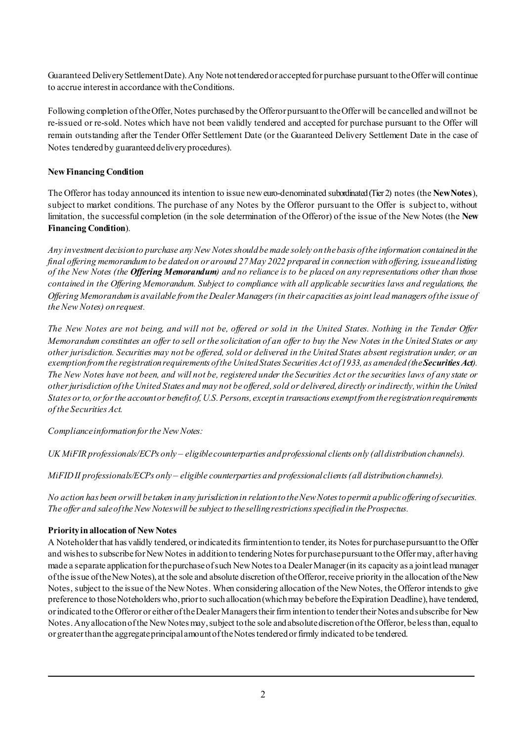Guaranteed Delivery Settlement Date). Any Note not tendered or accepted for purchase pursuant to the Offer will continue to accrue interest in accordance with the Conditions.

Following completion of the Offer, Notes purchased by the Offeror pursuant to the Offer will be cancelled and will not be re-issued or re-sold. Notes which have not been validly tendered and accepted for purchase pursuant to the Offer will remain outstanding after the Tender Offer Settlement Date (or the Guaranteed Delivery Settlement Date in the case of Notes tendered by guaranteed delivery procedures).

**New Financing Condition**

The Offeror has today announced its intention to issue new euro-denominated subordinated (Tier 2) notes (the **New Notes**), subject to market conditions. The purchase of any Notes by the Offeror pursuant to the Offer is subject to, without limitation, the successful completion (in the sole determination of the Offeror) of the issue of the New Notes (the **New Financing Condition**).

*Any investment decision to purchase any New Notes should be made solely on the basis of the information contained in the final offering memorandum to be dated on or around 27 May 2022 prepared in connection with offering, issue and listing of the New Notes (the **Offering Memorandum**) and no reliance is to be placed on any representations other than those contained in the Offering Memorandum. Subject to compliance with all applicable securities laws and regulations, the Offering Memorandum is available from the Dealer Managers (in their capacities as joint lead managers of the issue of the New Notes) on request.*

*The New Notes are not being, and will not be, offered or sold in the United States. Nothing in the Tender Offer Memorandum constitutes an offer to sell or the solicitation of an offer to buy the New Notes in the United States or any other jurisdiction. Securities may not be offered, sold or delivered in the United States absent registration under, or an exemption from the registration requirements of the United States Securities Act of 1933, as amended (the **Securities Act**). The New Notes have not been, and will not be, registered under the Securities Act or the securities laws of any state or other jurisdiction of the United States and may not be offered, sold or delivered, directly or indirectly, within the United States or to, or for the account or benefit of, U.S. Persons, except in transactions exempt from the registration requirements of the Securities Act.*

*Compliance information for the New Notes:*

*UK MiFIR professionals/ECPs only – eligible counterparties and professional clients only (all distribution channels).*

*MiFID II professionals/ECPs only – eligible counterparties and professional clients (all distribution channels).*

*No action has been or will be taken in any jurisdiction in relation to the New Notes to permit a public offering of securities. The offer and sale of the New Notes will be subject to the selling restrictions specified in the Prospectus.*

**Priority in allocation of New Notes**

A Noteholder that has validly tendered, or indicated its firm intention to tender, its Notes for purchase pursuant to the Offer and wishes to subscribe for New Notes in addition to tendering Notes for purchase pursuant to the Offer may, after having made a separate application for the purchase of such New Notes to a Dealer Manager (in its capacity as a joint lead manager of the issue of the New Notes), at the sole and absolute discretion of the Offeror, receive priority in the allocation of the New Notes, subject to the issue of the New Notes. When considering allocation of the New Notes, the Offeror intends to give preference to those Noteholders who, prior to such allocation (which may be before the Expiration Deadline), have tendered, or indicated to the Offeror or either of the Dealer Managers their firm intention to tender their Notes and subscribe for New Notes. Any allocation of the New Notes may, subject to the sole and absolute discretion of the Offeror, be less than, equal to or greater than the aggregate principal amount of the Notes tendered or firmly indicated to be tendered.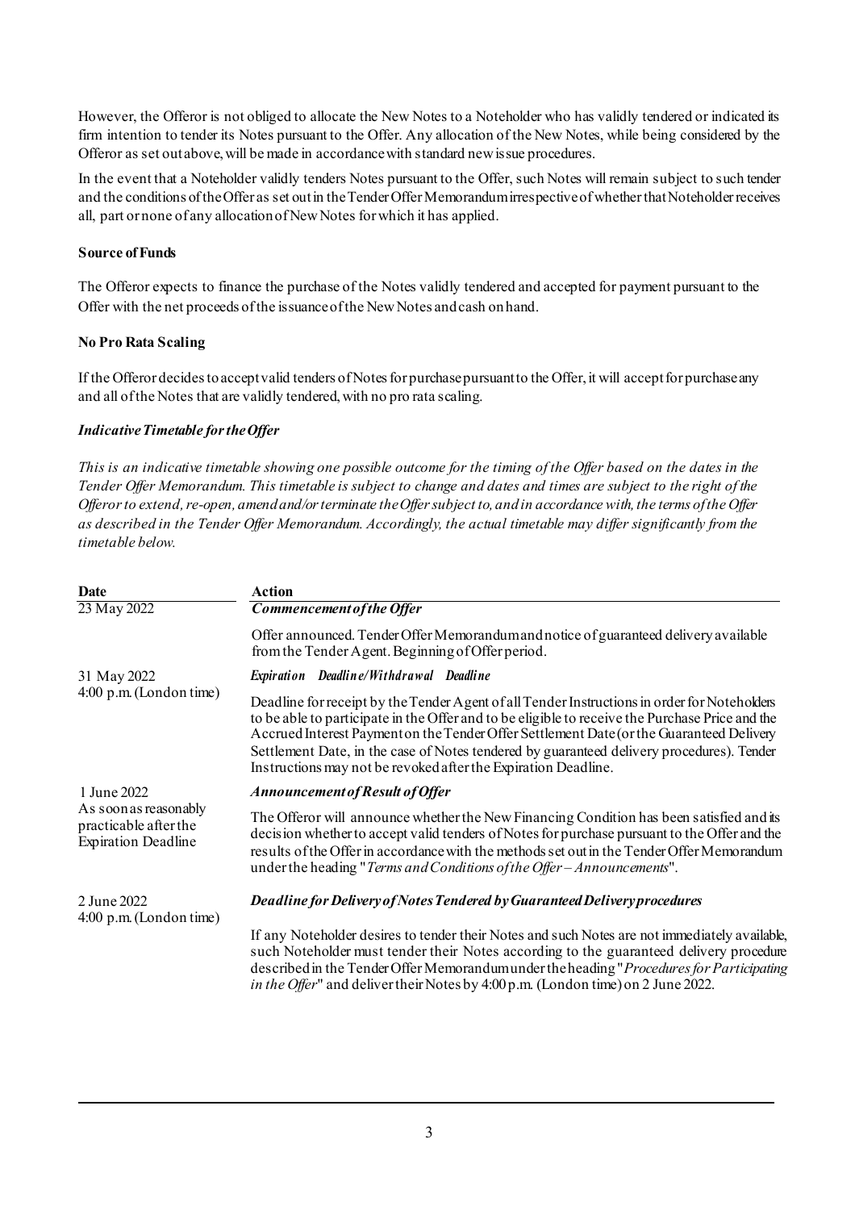However, the Offeror is not obliged to allocate the New Notes to a Noteholder who has validly tendered or indicated its firm intention to tender its Notes pursuant to the Offer. Any allocation of the New Notes, while being considered by the Offeror as set out above, will be made in accordance with standard new issue procedures.

In the event that a Noteholder validly tenders Notes pursuant to the Offer, such Notes will remain subject to such tender and the conditions of the Offer as set out in the Tender Offer Memorandum irrespective of whether that Noteholder receives all, part or none of any allocation of New Notes for which it has applied.

**Source of Funds**

The Offeror expects to finance the purchase of the Notes validly tendered and accepted for payment pursuant to the Offer with the net proceeds of the issuance of the New Notes and cash on hand.

**No Pro Rata Scaling**

If the Offeror decides to accept valid tenders of Notes for purchase pursuant to the Offer, it will accept for purchase any and all of the Notes that are validly tendered, with no pro rata scaling.

***Indicative Timetable for the Offer***

*This is an indicative timetable showing one possible outcome for the timing of the Offer based on the dates in the Tender Offer Memorandum. This timetable is subject to change and dates and times are subject to the right of the Offeror to extend, re-open, amend and/or terminate the Offer subject to, and in accordance with, the terms of the Offer as described in the Tender Offer Memorandum. Accordingly, the actual timetable may differ significantly from the timetable below.*

| Date | Action |
|---|---|
| 23 May 2022 | ***Commencement of the Offer*** |
| | Offer announced. Tender Offer Memorandum and notice of guaranteed delivery available from the Tender Agent. Beginning of Offer period. |
| 31 May 2022<br>4:00 p.m. (London time) | ***Expiration Deadline/Withdrawal Deadline*** |
| | Deadline for receipt by the Tender Agent of all Tender Instructions in order for Noteholders to be able to participate in the Offer and to be eligible to receive the Purchase Price and the Accrued Interest Payment on the Tender Offer Settlement Date (or the Guaranteed Delivery Settlement Date, in the case of Notes tendered by guaranteed delivery procedures). Tender Instructions may not be revoked after the Expiration Deadline. |
| 1 June 2022<br>As soon as reasonably practicable after the Expiration Deadline | ***Announcement of Result of Offer*** |
| | The Offeror will announce whether the New Financing Condition has been satisfied and its decision whether to accept valid tenders of Notes for purchase pursuant to the Offer and the results of the Offer in accordance with the methods set out in the Tender Offer Memorandum under the heading "*Terms and Conditions of the Offer – Announcements*". |
| 2 June 2022<br>4:00 p.m. (London time) | ***Deadline for Delivery of Notes Tendered by Guaranteed Delivery procedures*** |
| | If any Noteholder desires to tender their Notes and such Notes are not immediately available, such Noteholder must tender their Notes according to the guaranteed delivery procedure described in the Tender Offer Memorandum under the heading "*Procedures for Participating in the Offer*" and deliver their Notes by 4:00 p.m. (London time) on 2 June 2022. |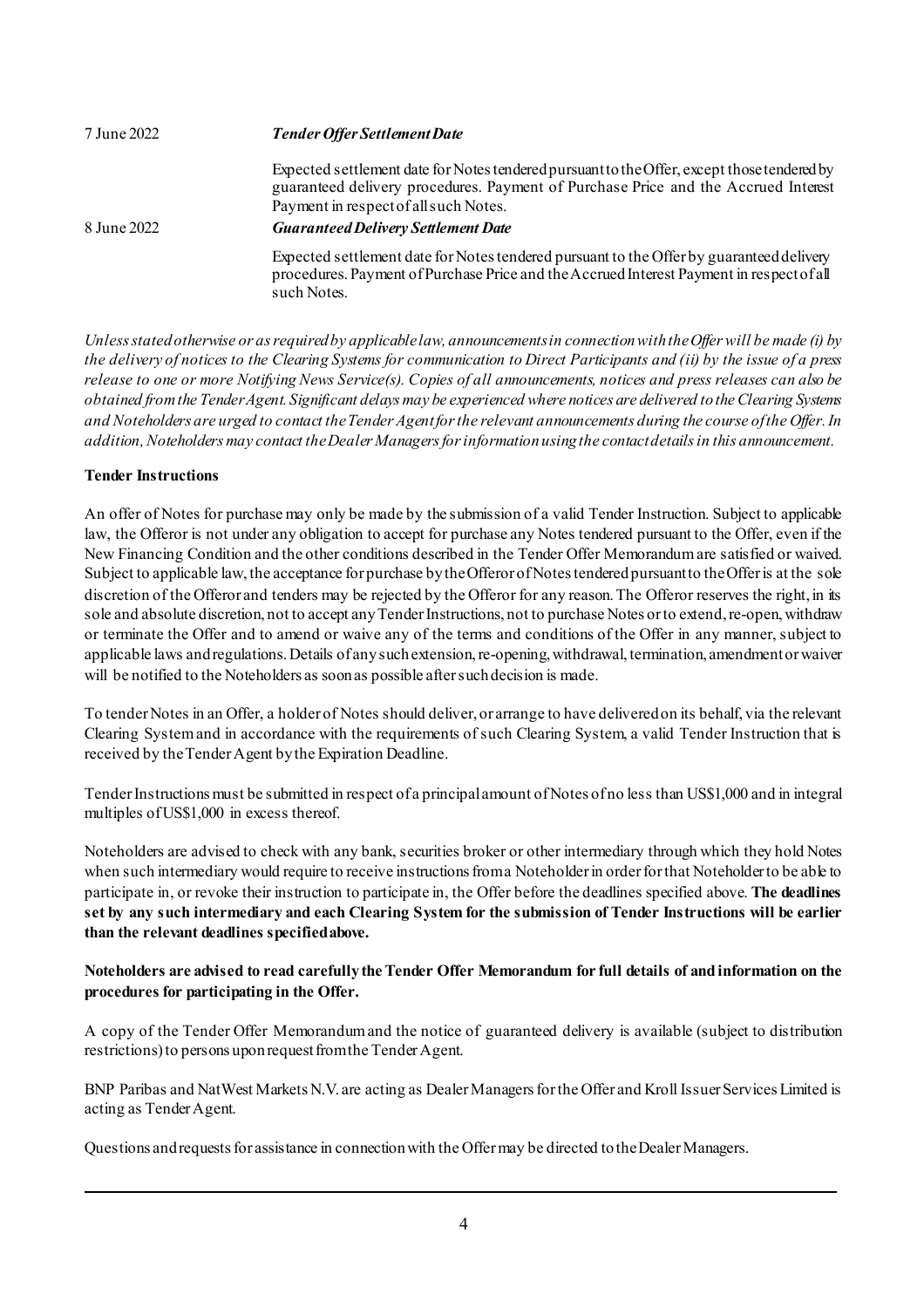| | |
|---|---|
| 7 June 2022 | ***Tender Offer Settlement Date*** |
| | Expected settlement date for Notes tendered pursuant to the Offer, except those tendered by guaranteed delivery procedures. Payment of Purchase Price and the Accrued Interest Payment in respect of all such Notes. |
| 8 June 2022 | ***Guaranteed Delivery Settlement Date*** |
| | Expected settlement date for Notes tendered pursuant to the Offer by guaranteed delivery procedures. Payment of Purchase Price and the Accrued Interest Payment in respect of all such Notes. |

*Unless stated otherwise or as required by applicable law, announcements in connection with the Offer will be made (i) by the delivery of notices to the Clearing Systems for communication to Direct Participants and (ii) by the issue of a press release to one or more Notifying News Service(s). Copies of all announcements, notices and press releases can also be obtained from the Tender Agent. Significant delays may be experienced where notices are delivered to the Clearing Systems and Noteholders are urged to contact the Tender Agent for the relevant announcements during the course of the Offer. In addition, Noteholders may contact the Dealer Managers for information using the contact details in this announcement.*

**Tender Instructions**

An offer of Notes for purchase may only be made by the submission of a valid Tender Instruction. Subject to applicable law, the Offeror is not under any obligation to accept for purchase any Notes tendered pursuant to the Offer, even if the New Financing Condition and the other conditions described in the Tender Offer Memorandum are satisfied or waived. Subject to applicable law, the acceptance for purchase by the Offeror of Notes tendered pursuant to the Offer is at the sole discretion of the Offeror and tenders may be rejected by the Offeror for any reason. The Offeror reserves the right, in its sole and absolute discretion, not to accept any Tender Instructions, not to purchase Notes or to extend, re-open, withdraw or terminate the Offer and to amend or waive any of the terms and conditions of the Offer in any manner, subject to applicable laws and regulations. Details of any such extension, re-opening, withdrawal, termination, amendment or waiver will be notified to the Noteholders as soon as possible after such decision is made.

To tender Notes in an Offer, a holder of Notes should deliver, or arrange to have delivered on its behalf, via the relevant Clearing System and in accordance with the requirements of such Clearing System, a valid Tender Instruction that is received by the Tender Agent by the Expiration Deadline.

Tender Instructions must be submitted in respect of a principal amount of Notes of no less than US$1,000 and in integral multiples of US$1,000 in excess thereof.

Noteholders are advised to check with any bank, securities broker or other intermediary through which they hold Notes when such intermediary would require to receive instructions from a Noteholder in order for that Noteholder to be able to participate in, or revoke their instruction to participate in, the Offer before the deadlines specified above. **The deadlines set by any such intermediary and each Clearing System for the submission of Tender Instructions will be earlier than the relevant deadlines specified above.**

**Noteholders are advised to read carefully the Tender Offer Memorandum for full details of and information on the procedures for participating in the Offer.**

A copy of the Tender Offer Memorandum and the notice of guaranteed delivery is available (subject to distribution restrictions) to persons upon request from the Tender Agent.

BNP Paribas and NatWest Markets N.V. are acting as Dealer Managers for the Offer and Kroll Issuer Services Limited is acting as Tender Agent.

Questions and requests for assistance in connection with the Offer may be directed to the Dealer Managers.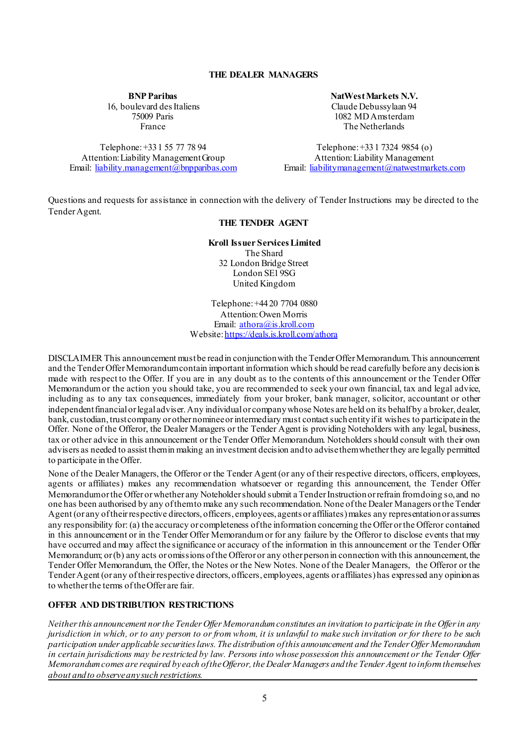### THE DEALER MANAGERS

**BNP Paribas**
16, boulevard des Italiens
75009 Paris
France

Telephone: +33 1 55 77 78 94
Attention: Liability Management Group
Email: liability.management@bnpparibas.com

**NatWest Markets N.V.**
Claude Debussylaan 94
1082 MD Amsterdam
The Netherlands

Telephone: +33 1 7324 9854 (o)
Attention: Liability Management
Email: liabilitymanagement@natwestmarkets.com

Questions and requests for assistance in connection with the delivery of Tender Instructions may be directed to the Tender Agent.

### THE TENDER AGENT

**Kroll Issuer Services Limited**
The Shard
32 London Bridge Street
London SE1 9SG
United Kingdom

Telephone: +44 20 7704 0880
Attention: Owen Morris
Email: athora@is.kroll.com
Website: https://deals.is.kroll.com/athora

DISCLAIMER This announcement must be read in conjunction with the Tender Offer Memorandum. This announcement and the Tender Offer Memorandum contain important information which should be read carefully before any decision is made with respect to the Offer. If you are in any doubt as to the contents of this announcement or the Tender Offer Memorandum or the action you should take, you are recommended to seek your own financial, tax and legal advice, including as to any tax consequences, immediately from your broker, bank manager, solicitor, accountant or other independent financial or legal adviser. Any individual or company whose Notes are held on its behalf by a broker, dealer, bank, custodian, trust company or other nominee or intermediary must contact such entity if it wishes to participate in the Offer. None of the Offeror, the Dealer Managers or the Tender Agent is providing Noteholders with any legal, business, tax or other advice in this announcement or the Tender Offer Memorandum. Noteholders should consult with their own advisers as needed to assist them in making an investment decision and to advise them whether they are legally permitted to participate in the Offer.

None of the Dealer Managers, the Offeror or the Tender Agent (or any of their respective directors, officers, employees, agents or affiliates) makes any recommendation whatsoever or regarding this announcement, the Tender Offer Memorandum or the Offer or whether any Noteholder should submit a Tender Instruction or refrain from doing so, and no one has been authorised by any of them to make any such recommendation. None of the Dealer Managers or the Tender Agent (or any of their respective directors, officers, employees, agents or affiliates) makes any representation or assumes any responsibility for: (a) the accuracy or completeness of the information concerning the Offer or the Offeror contained in this announcement or in the Tender Offer Memorandum or for any failure by the Offeror to disclose events that may have occurred and may affect the significance or accuracy of the information in this announcement or the Tender Offer Memorandum; or (b) any acts or omissions of the Offeror or any other person in connection with this announcement, the Tender Offer Memorandum, the Offer, the Notes or the New Notes. None of the Dealer Managers, the Offeror or the Tender Agent (or any of their respective directors, officers, employees, agents or affiliates) has expressed any opinion as to whether the terms of the Offer are fair.

**OFFER AND DISTRIBUTION RESTRICTIONS**

*Neither this announcement nor the Tender Offer Memorandum constitutes an invitation to participate in the Offer in any jurisdiction in which, or to any person to or from whom, it is unlawful to make such invitation or for there to be such participation under applicable securities laws. The distribution of this announcement and the Tender Offer Memorandum in certain jurisdictions may be restricted by law. Persons into whose possession this announcement or the Tender Offer Memorandum comes are required by each of the Offeror, the Dealer Managers and the Tender Agent to inform themselves about and to observe any such restrictions.*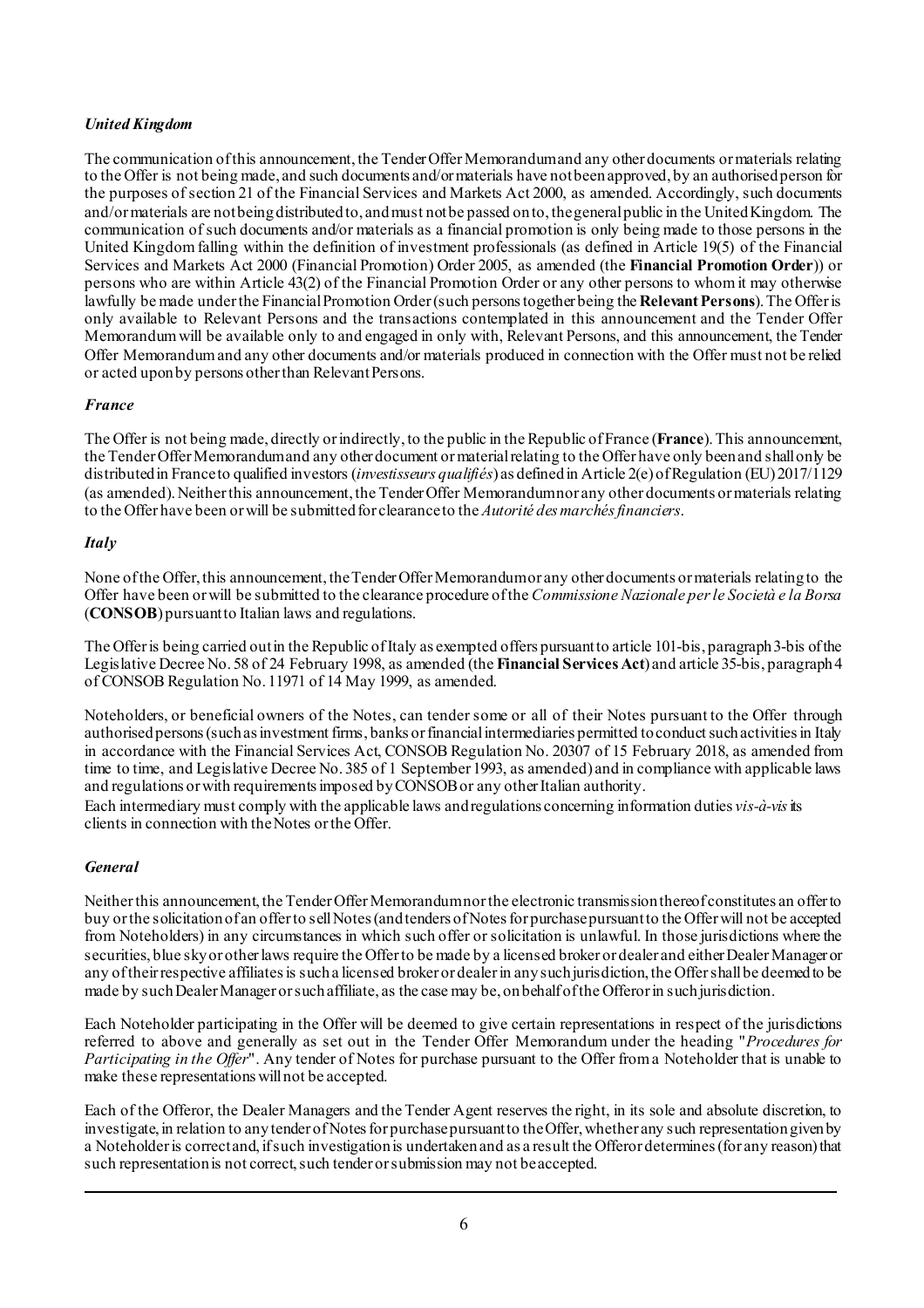### *United Kingdom*

The communication of this announcement, the Tender Offer Memorandum and any other documents or materials relating to the Offer is not being made, and such documents and/or materials have not been approved, by an authorised person for the purposes of section 21 of the Financial Services and Markets Act 2000, as amended. Accordingly, such documents and/or materials are not being distributed to, and must not be passed on to, the general public in the United Kingdom. The communication of such documents and/or materials as a financial promotion is only being made to those persons in the United Kingdom falling within the definition of investment professionals (as defined in Article 19(5) of the Financial Services and Markets Act 2000 (Financial Promotion) Order 2005, as amended (the **Financial Promotion Order**)) or persons who are within Article 43(2) of the Financial Promotion Order or any other persons to whom it may otherwise lawfully be made under the Financial Promotion Order (such persons together being the **Relevant Persons**). The Offer is only available to Relevant Persons and the transactions contemplated in this announcement and the Tender Offer Memorandum will be available only to and engaged in only with, Relevant Persons, and this announcement, the Tender Offer Memorandum and any other documents and/or materials produced in connection with the Offer must not be relied or acted upon by persons other than Relevant Persons.

### *France*

The Offer is not being made, directly or indirectly, to the public in the Republic of France (**France**). This announcement, the Tender Offer Memorandum and any other document or material relating to the Offer have only been and shall only be distributed in France to qualified investors (*investisseurs qualifiés*) as defined in Article 2(e) of Regulation (EU) 2017/1129 (as amended). Neither this announcement, the Tender Offer Memorandum nor any other documents or materials relating to the Offer have been or will be submitted for clearance to the *Autorité des marchés financiers*.

### *Italy*

None of the Offer, this announcement, the Tender Offer Memorandum or any other documents or materials relating to the Offer have been or will be submitted to the clearance procedure of the *Commissione Nazionale per le Società e la Borsa* (**CONSOB**) pursuant to Italian laws and regulations.

The Offer is being carried out in the Republic of Italy as exempted offers pursuant to article 101-bis, paragraph 3-bis of the Legislative Decree No. 58 of 24 February 1998, as amended (the **Financial Services Act**) and article 35-bis, paragraph 4 of CONSOB Regulation No. 11971 of 14 May 1999, as amended.

Noteholders, or beneficial owners of the Notes, can tender some or all of their Notes pursuant to the Offer through authorised persons (such as investment firms, banks or financial intermediaries permitted to conduct such activities in Italy in accordance with the Financial Services Act, CONSOB Regulation No. 20307 of 15 February 2018, as amended from time to time, and Legislative Decree No. 385 of 1 September 1993, as amended) and in compliance with applicable laws and regulations or with requirements imposed by CONSOB or any other Italian authority.

Each intermediary must comply with the applicable laws and regulations concerning information duties *vis-à-vis* its clients in connection with the Notes or the Offer.

### *General*

Neither this announcement, the Tender Offer Memorandum nor the electronic transmission thereof constitutes an offer to buy or the solicitation of an offer to sell Notes (and tenders of Notes for purchase pursuant to the Offer will not be accepted from Noteholders) in any circumstances in which such offer or solicitation is unlawful. In those jurisdictions where the securities, blue sky or other laws require the Offer to be made by a licensed broker or dealer and either Dealer Manager or any of their respective affiliates is such a licensed broker or dealer in any such jurisdiction, the Offer shall be deemed to be made by such Dealer Manager or such affiliate, as the case may be, on behalf of the Offeror in such jurisdiction.

Each Noteholder participating in the Offer will be deemed to give certain representations in respect of the jurisdictions referred to above and generally as set out in the Tender Offer Memorandum under the heading "*Procedures for Participating in the Offer*". Any tender of Notes for purchase pursuant to the Offer from a Noteholder that is unable to make these representations will not be accepted.

Each of the Offeror, the Dealer Managers and the Tender Agent reserves the right, in its sole and absolute discretion, to investigate, in relation to any tender of Notes for purchase pursuant to the Offer, whether any such representation given by a Noteholder is correct and, if such investigation is undertaken and as a result the Offeror determines (for any reason) that such representation is not correct, such tender or submission may not be accepted.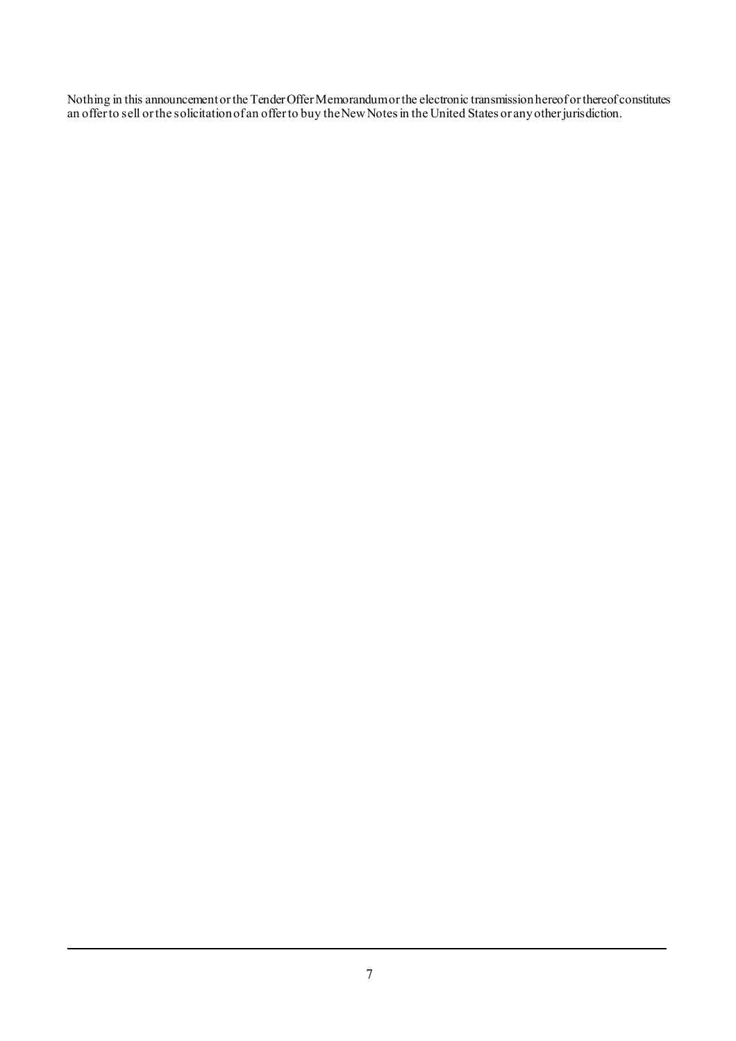Nothing in this announcement or the Tender Offer Memorandum or the electronic transmission hereof or thereof constitutes an offer to sell or the solicitation of an offer to buy the New Notes in the United States or any other jurisdiction.